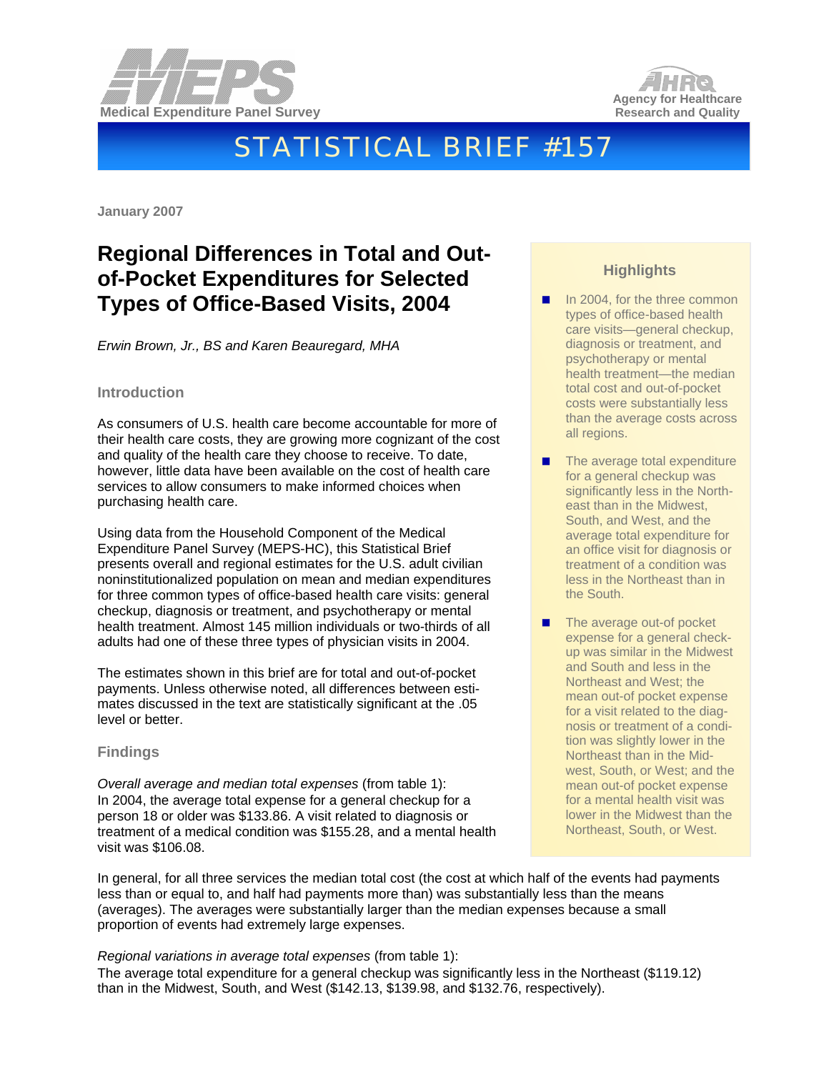Medical Expenditure Panel Survey

Agency for Healthcare Research and Quality

# STATISTICAL BRIEF #157

January 2007

## Regional Differences in Total and Out-of-Pocket Expenditures for Selected Types of Office-Based Visits, 2004

*Erwin Brown, Jr., BS and Karen Beauregard, MHA*

### Highlights

- In 2004, for the three common types of office-based health care visits—general checkup, diagnosis or treatment, and psychotherapy or mental health treatment—the median total cost and out-of-pocket costs were substantially less than the average costs across all regions.
- The average total expenditure for a general checkup was significantly less in the Northeast than in the Midwest, South, and West, and the average total expenditure for an office visit for diagnosis or treatment of a condition was less in the Northeast than in the South.
- The average out-of pocket expense for a general checkup was similar in the Midwest and South and less in the Northeast and West; the mean out-of pocket expense for a visit related to the diagnosis or treatment of a condition was slightly lower in the Northeast than in the Midwest, South, or West; and the mean out-of-pocket expense for a mental health visit was lower in the Midwest than the Northeast, South, or West.

### Introduction

As consumers of U.S. health care become accountable for more of their health care costs, they are growing more cognizant of the cost and quality of the health care they choose to receive. To date, however, little data have been available on the cost of health care services to allow consumers to make informed choices when purchasing health care.

Using data from the Household Component of the Medical Expenditure Panel Survey (MEPS-HC), this Statistical Brief presents overall and regional estimates for the U.S. adult civilian noninstitutionalized population on mean and median expenditures for three common types of office-based health care visits: general checkup, diagnosis or treatment, and psychotherapy or mental health treatment. Almost 145 million individuals or two-thirds of all adults had one of these three types of physician visits in 2004.

The estimates shown in this brief are for total and out-of-pocket payments. Unless otherwise noted, all differences between estimates discussed in the text are statistically significant at the .05 level or better.

### Findings

*Overall average and median total expenses* (from table 1):
In 2004, the average total expense for a general checkup for a person 18 or older was $133.86. A visit related to diagnosis or treatment of a medical condition was $155.28, and a mental health visit was $106.08.

In general, for all three services the median total cost (the cost at which half of the events had payments less than or equal to, and half had payments more than) was substantially less than the means (averages). The averages were substantially larger than the median expenses because a small proportion of events had extremely large expenses.

*Regional variations in average total expenses* (from table 1):
The average total expenditure for a general checkup was significantly less in the Northeast ($119.12) than in the Midwest, South, and West ($142.13, $139.98, and $132.76, respectively).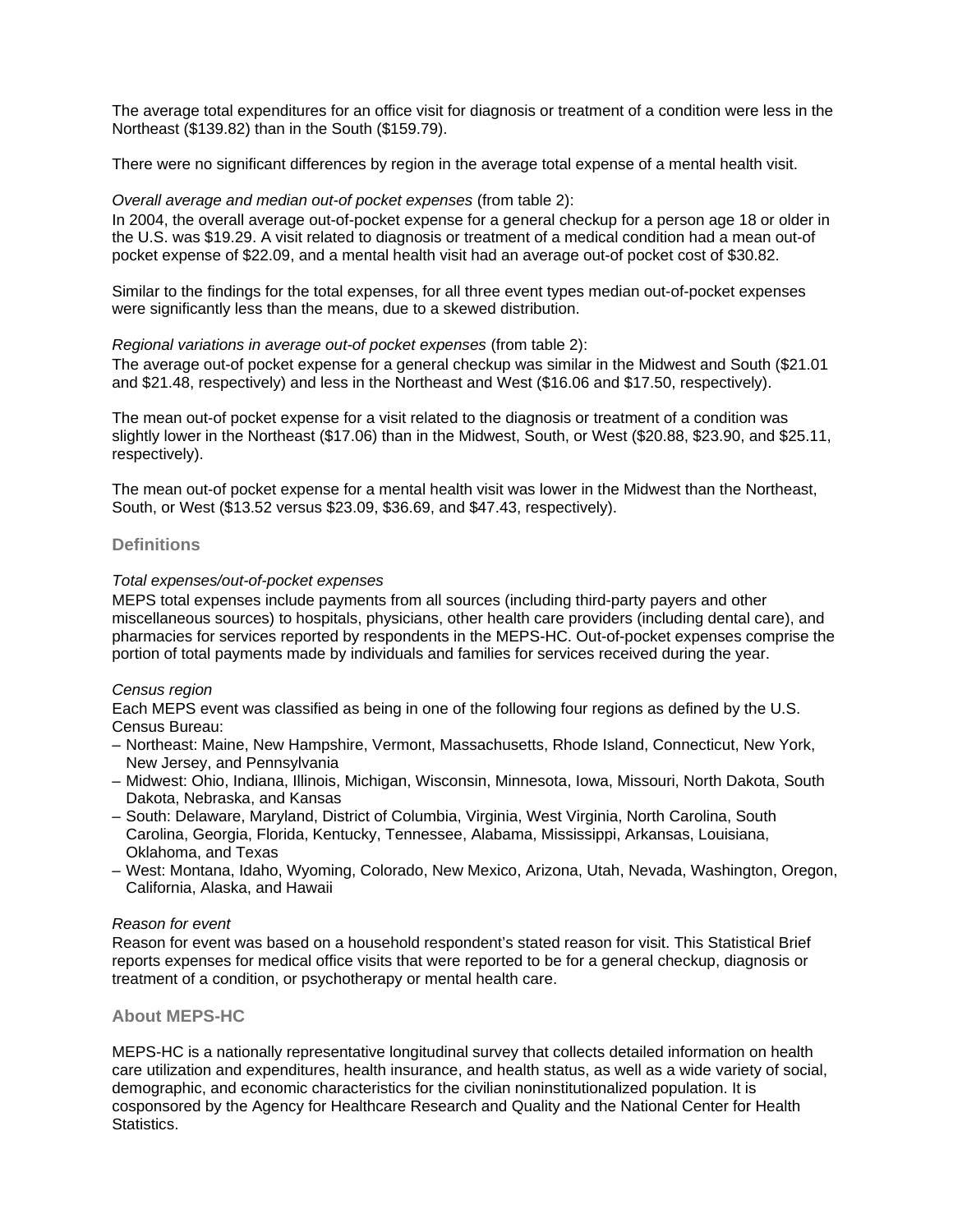The average total expenditures for an office visit for diagnosis or treatment of a condition were less in the Northeast ($139.82) than in the South ($159.79).

There were no significant differences by region in the average total expense of a mental health visit.

*Overall average and median out-of pocket expenses* (from table 2):
In 2004, the overall average out-of-pocket expense for a general checkup for a person age 18 or older in the U.S. was $19.29. A visit related to diagnosis or treatment of a medical condition had a mean out-of pocket expense of $22.09, and a mental health visit had an average out-of pocket cost of $30.82.

Similar to the findings for the total expenses, for all three event types median out-of-pocket expenses were significantly less than the means, due to a skewed distribution.

*Regional variations in average out-of pocket expenses* (from table 2):
The average out-of pocket expense for a general checkup was similar in the Midwest and South ($21.01 and $21.48, respectively) and less in the Northeast and West ($16.06 and $17.50, respectively).

The mean out-of pocket expense for a visit related to the diagnosis or treatment of a condition was slightly lower in the Northeast ($17.06) than in the Midwest, South, or West ($20.88, $23.90, and $25.11, respectively).

The mean out-of pocket expense for a mental health visit was lower in the Midwest than the Northeast, South, or West ($13.52 versus $23.09, $36.69, and $47.43, respectively).

## Definitions

*Total expenses/out-of-pocket expenses*
MEPS total expenses include payments from all sources (including third-party payers and other miscellaneous sources) to hospitals, physicians, other health care providers (including dental care), and pharmacies for services reported by respondents in the MEPS-HC. Out-of-pocket expenses comprise the portion of total payments made by individuals and families for services received during the year.

*Census region*
Each MEPS event was classified as being in one of the following four regions as defined by the U.S. Census Bureau:

- Northeast: Maine, New Hampshire, Vermont, Massachusetts, Rhode Island, Connecticut, New York, New Jersey, and Pennsylvania
- Midwest: Ohio, Indiana, Illinois, Michigan, Wisconsin, Minnesota, Iowa, Missouri, North Dakota, South Dakota, Nebraska, and Kansas
- South: Delaware, Maryland, District of Columbia, Virginia, West Virginia, North Carolina, South Carolina, Georgia, Florida, Kentucky, Tennessee, Alabama, Mississippi, Arkansas, Louisiana, Oklahoma, and Texas
- West: Montana, Idaho, Wyoming, Colorado, New Mexico, Arizona, Utah, Nevada, Washington, Oregon, California, Alaska, and Hawaii

*Reason for event*
Reason for event was based on a household respondent's stated reason for visit. This Statistical Brief reports expenses for medical office visits that were reported to be for a general checkup, diagnosis or treatment of a condition, or psychotherapy or mental health care.

## About MEPS-HC

MEPS-HC is a nationally representative longitudinal survey that collects detailed information on health care utilization and expenditures, health insurance, and health status, as well as a wide variety of social, demographic, and economic characteristics for the civilian noninstitutionalized population. It is cosponsored by the Agency for Healthcare Research and Quality and the National Center for Health Statistics.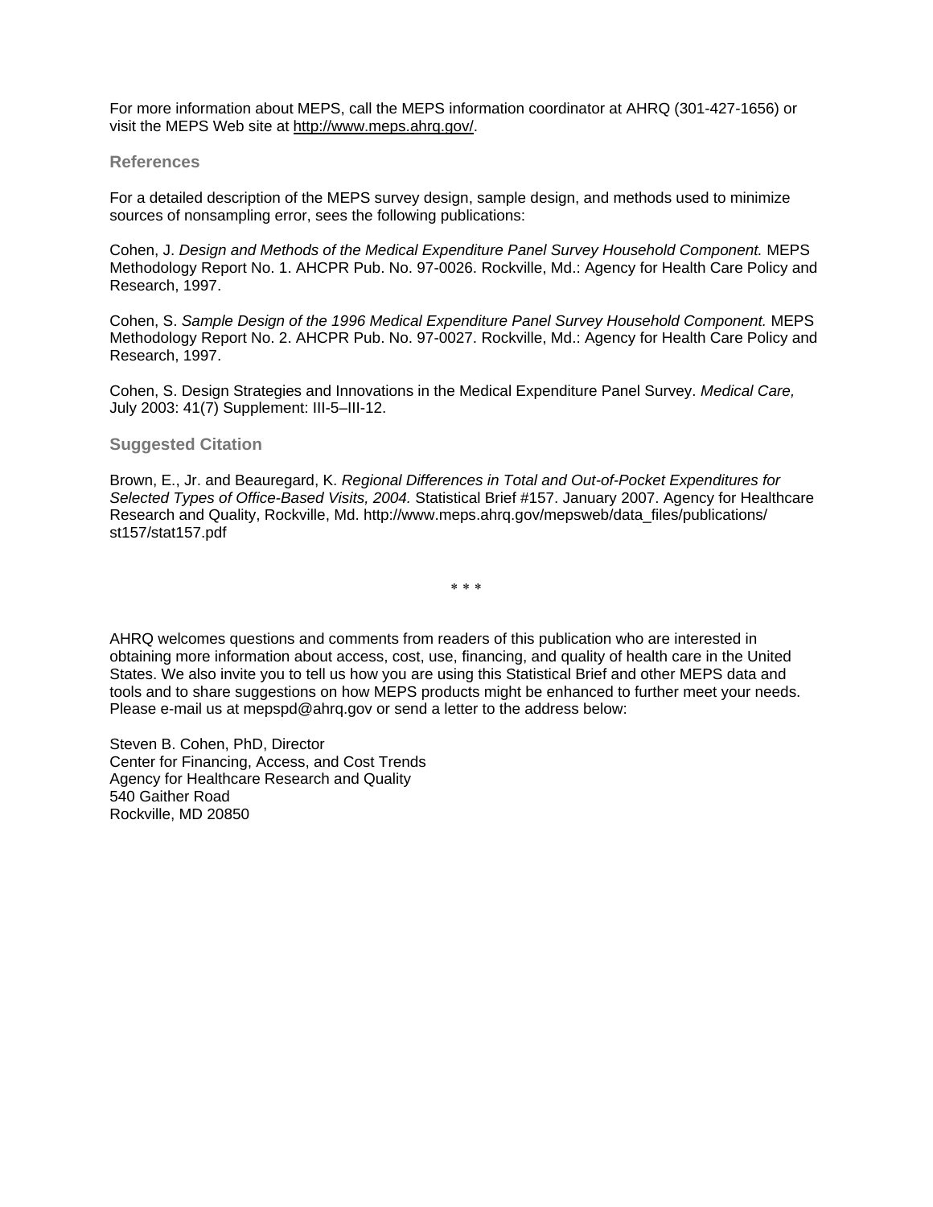For more information about MEPS, call the MEPS information coordinator at AHRQ (301-427-1656) or visit the MEPS Web site at http://www.meps.ahrq.gov/.

## References

For a detailed description of the MEPS survey design, sample design, and methods used to minimize sources of nonsampling error, sees the following publications:

Cohen, J. *Design and Methods of the Medical Expenditure Panel Survey Household Component.* MEPS Methodology Report No. 1. AHCPR Pub. No. 97-0026. Rockville, Md.: Agency for Health Care Policy and Research, 1997.

Cohen, S. *Sample Design of the 1996 Medical Expenditure Panel Survey Household Component.* MEPS Methodology Report No. 2. AHCPR Pub. No. 97-0027. Rockville, Md.: Agency for Health Care Policy and Research, 1997.

Cohen, S. Design Strategies and Innovations in the Medical Expenditure Panel Survey. *Medical Care,* July 2003: 41(7) Supplement: III-5–III-12.

## Suggested Citation

Brown, E., Jr. and Beauregard, K. *Regional Differences in Total and Out-of-Pocket Expenditures for Selected Types of Office-Based Visits, 2004.* Statistical Brief #157. January 2007. Agency for Healthcare Research and Quality, Rockville, Md. http://www.meps.ahrq.gov/mepsweb/data_files/publications/st157/stat157.pdf

\* \* \*

AHRQ welcomes questions and comments from readers of this publication who are interested in obtaining more information about access, cost, use, financing, and quality of health care in the United States. We also invite you to tell us how you are using this Statistical Brief and other MEPS data and tools and to share suggestions on how MEPS products might be enhanced to further meet your needs. Please e-mail us at mepspd@ahrq.gov or send a letter to the address below:

Steven B. Cohen, PhD, Director
Center for Financing, Access, and Cost Trends
Agency for Healthcare Research and Quality
540 Gaither Road
Rockville, MD 20850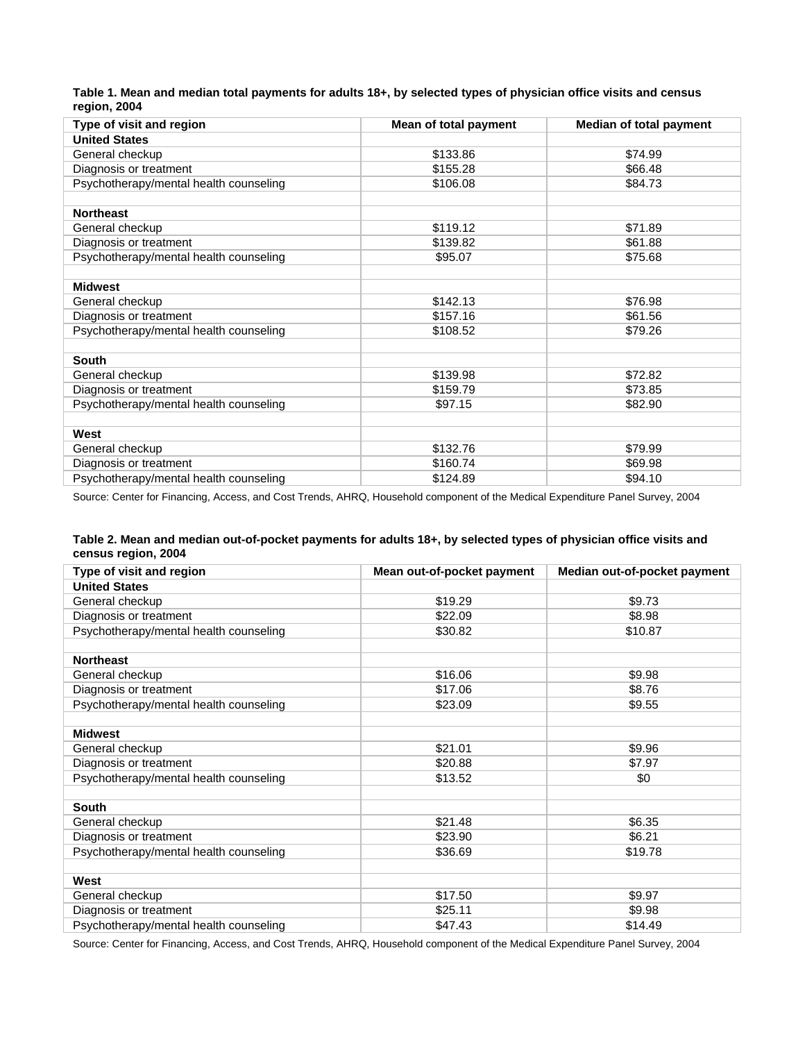**Table 1. Mean and median total payments for adults 18+, by selected types of physician office visits and census region, 2004**

| Type of visit and region | Mean of total payment | Median of total payment |
|---|---|---|
| **United States** | | |
| General checkup | $133.86 | $74.99 |
| Diagnosis or treatment | $155.28 | $66.48 |
| Psychotherapy/mental health counseling | $106.08 | $84.73 |
| | | |
| **Northeast** | | |
| General checkup | $119.12 | $71.89 |
| Diagnosis or treatment | $139.82 | $61.88 |
| Psychotherapy/mental health counseling | $95.07 | $75.68 |
| | | |
| **Midwest** | | |
| General checkup | $142.13 | $76.98 |
| Diagnosis or treatment | $157.16 | $61.56 |
| Psychotherapy/mental health counseling | $108.52 | $79.26 |
| | | |
| **South** | | |
| General checkup | $139.98 | $72.82 |
| Diagnosis or treatment | $159.79 | $73.85 |
| Psychotherapy/mental health counseling | $97.15 | $82.90 |
| | | |
| **West** | | |
| General checkup | $132.76 | $79.99 |
| Diagnosis or treatment | $160.74 | $69.98 |
| Psychotherapy/mental health counseling | $124.89 | $94.10 |

Source: Center for Financing, Access, and Cost Trends, AHRQ, Household component of the Medical Expenditure Panel Survey, 2004

**Table 2. Mean and median out-of-pocket payments for adults 18+, by selected types of physician office visits and census region, 2004**

| Type of visit and region | Mean out-of-pocket payment | Median out-of-pocket payment |
|---|---|---|
| **United States** | | |
| General checkup | $19.29 | $9.73 |
| Diagnosis or treatment | $22.09 | $8.98 |
| Psychotherapy/mental health counseling | $30.82 | $10.87 |
| | | |
| **Northeast** | | |
| General checkup | $16.06 | $9.98 |
| Diagnosis or treatment | $17.06 | $8.76 |
| Psychotherapy/mental health counseling | $23.09 | $9.55 |
| | | |
| **Midwest** | | |
| General checkup | $21.01 | $9.96 |
| Diagnosis or treatment | $20.88 | $7.97 |
| Psychotherapy/mental health counseling | $13.52 | $0 |
| | | |
| **South** | | |
| General checkup | $21.48 | $6.35 |
| Diagnosis or treatment | $23.90 | $6.21 |
| Psychotherapy/mental health counseling | $36.69 | $19.78 |
| | | |
| **West** | | |
| General checkup | $17.50 | $9.97 |
| Diagnosis or treatment | $25.11 | $9.98 |
| Psychotherapy/mental health counseling | $47.43 | $14.49 |

Source: Center for Financing, Access, and Cost Trends, AHRQ, Household component of the Medical Expenditure Panel Survey, 2004